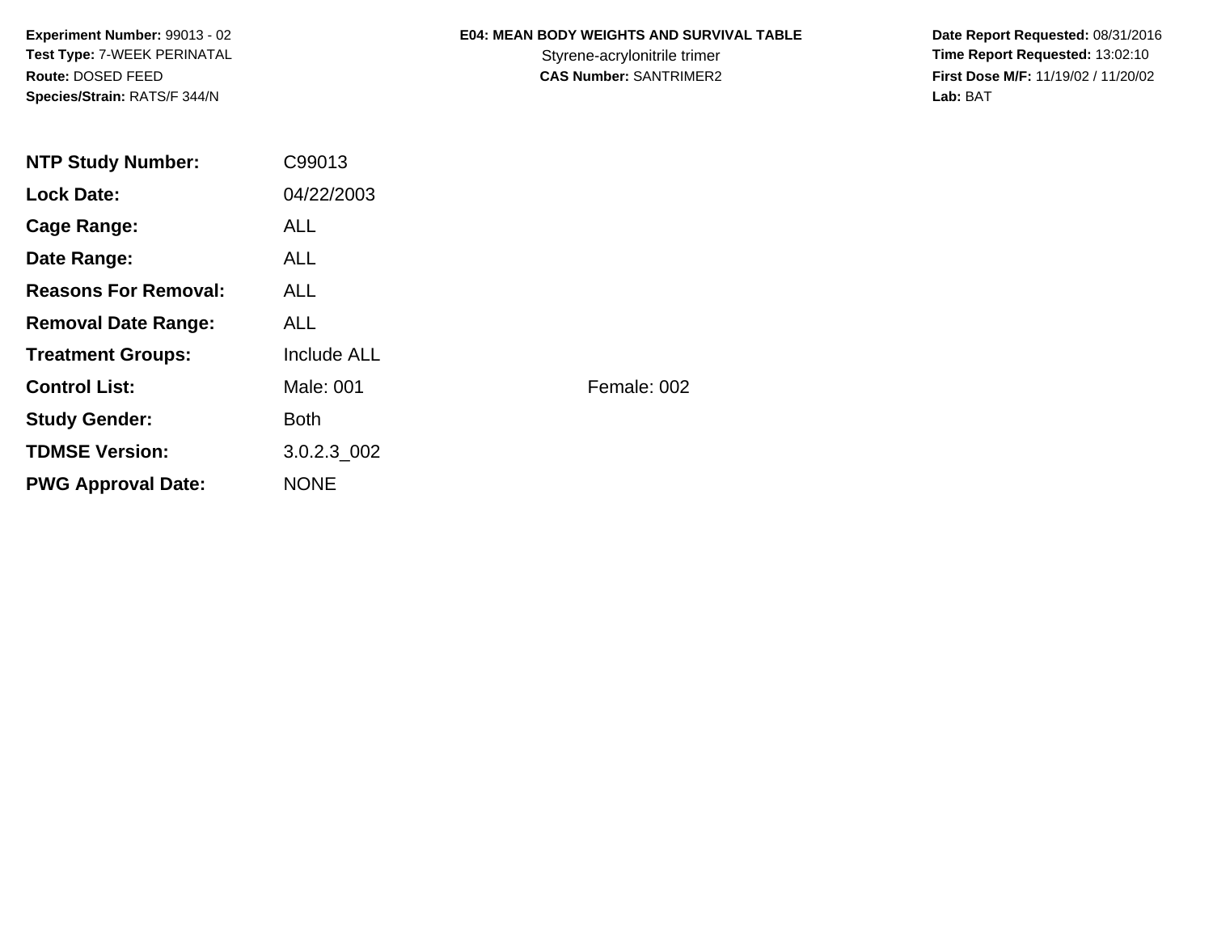**Experiment Number:** 99013 - 02
**Test Type:** 7-WEEK PERINATAL
**Route:** DOSED FEED
**Species/Strain:** RATS/F 344/N

**E04: MEAN BODY WEIGHTS AND SURVIVAL TABLE**
Styrene-acrylonitrile trimer
**CAS Number:** SANTRIMER2

**Date Report Requested:** 08/31/2016
**Time Report Requested:** 13:02:10
**First Dose M/F:** 11/19/02 / 11/20/02
**Lab:** BAT

| | | |
|---|---|---|
| **NTP Study Number:** | C99013 | |
| **Lock Date:** | 04/22/2003 | |
| **Cage Range:** | ALL | |
| **Date Range:** | ALL | |
| **Reasons For Removal:** | ALL | |
| **Removal Date Range:** | ALL | |
| **Treatment Groups:** | Include ALL | |
| **Control List:** | Male: 001 | Female: 002 |
| **Study Gender:** | Both | |
| **TDMSE Version:** | 3.0.2.3_002 | |
| **PWG Approval Date:** | NONE | |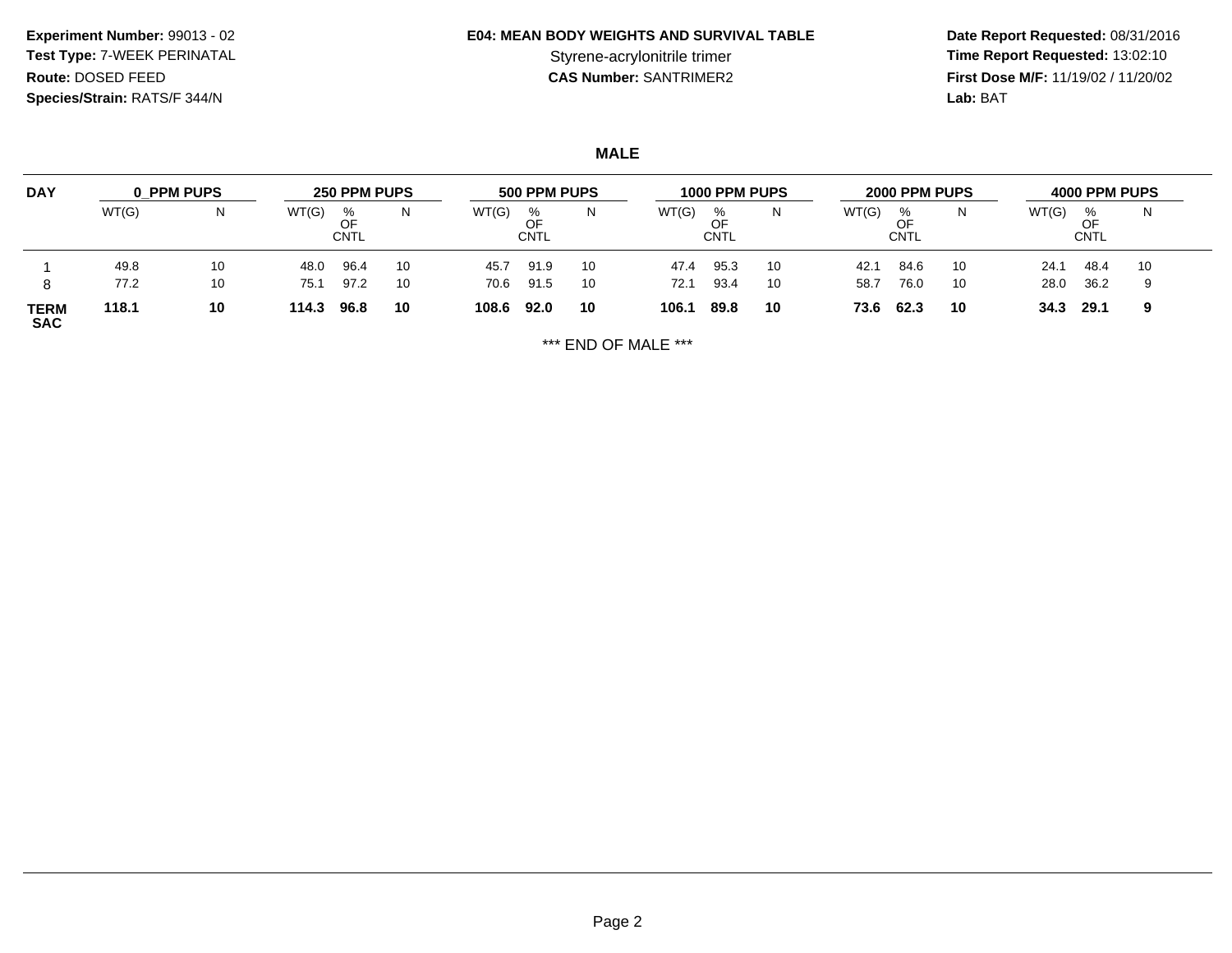**Experiment Number:** 99013 - 02
**Test Type:** 7-WEEK PERINATAL
**Route:** DOSED FEED
**Species/Strain:** RATS/F 344/N

**E04: MEAN BODY WEIGHTS AND SURVIVAL TABLE**
Styrene-acrylonitrile trimer
**CAS Number:** SANTRIMER2

**Date Report Requested:** 08/31/2016
**Time Report Requested:** 13:02:10
**First Dose M/F:** 11/19/02 / 11/20/02
**Lab:** BAT

**MALE**

| DAY | 0_PPM PUPS | | 250 PPM PUPS | | | 500 PPM PUPS | | | 1000 PPM PUPS | | | 2000 PPM PUPS | | | 4000 PPM PUPS | | |
|---|---|---|---|---|---|---|---|---|---|---|---|---|---|---|---|---|---|
| | WT(G) | N | WT(G) | % OF CNTL | N | WT(G) | % OF CNTL | N | WT(G) | % OF CNTL | N | WT(G) | % OF CNTL | N | WT(G) | % OF CNTL | N |
| 1 | 49.8 | 10 | 48.0 | 96.4 | 10 | 45.7 | 91.9 | 10 | 47.4 | 95.3 | 10 | 42.1 | 84.6 | 10 | 24.1 | 48.4 | 10 |
| 8 | 77.2 | 10 | 75.1 | 97.2 | 10 | 70.6 | 91.5 | 10 | 72.1 | 93.4 | 10 | 58.7 | 76.0 | 10 | 28.0 | 36.2 | 9 |
| **TERM SAC** | **118.1** | **10** | **114.3** | **96.8** | **10** | **108.6** | **92.0** | **10** | **106.1** | **89.8** | **10** | **73.6** | **62.3** | **10** | **34.3** | **29.1** | **9** |

*** END OF MALE ***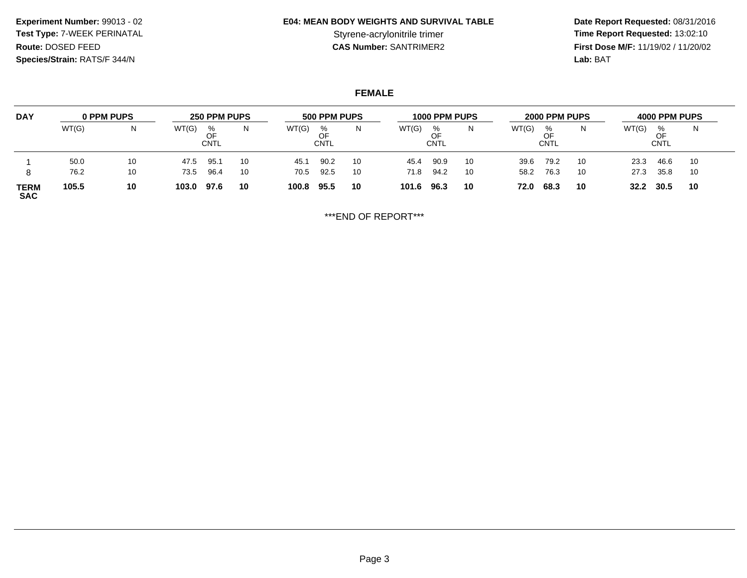**Experiment Number:** 99013 - 02
**Test Type:** 7-WEEK PERINATAL
**Route:** DOSED FEED
**Species/Strain:** RATS/F 344/N

**E04: MEAN BODY WEIGHTS AND SURVIVAL TABLE**
Styrene-acrylonitrile trimer
**CAS Number:** SANTRIMER2

**Date Report Requested:** 08/31/2016
**Time Report Requested:** 13:02:10
**First Dose M/F:** 11/19/02 / 11/20/02
**Lab:** BAT

**FEMALE**

| DAY | 0 PPM PUPS | | 250 PPM PUPS | | | 500 PPM PUPS | | | 1000 PPM PUPS | | | 2000 PPM PUPS | | | 4000 PPM PUPS | | |
|---|---|---|---|---|---|---|---|---|---|---|---|---|---|---|---|---|---|
| | WT(G) | N | WT(G) | % OF CNTL | N | WT(G) | % OF CNTL | N | WT(G) | % OF CNTL | N | WT(G) | % OF CNTL | N | WT(G) | % OF CNTL | N |
| 1 | 50.0 | 10 | 47.5 | 95.1 | 10 | 45.1 | 90.2 | 10 | 45.4 | 90.9 | 10 | 39.6 | 79.2 | 10 | 23.3 | 46.6 | 10 |
| 8 | 76.2 | 10 | 73.5 | 96.4 | 10 | 70.5 | 92.5 | 10 | 71.8 | 94.2 | 10 | 58.2 | 76.3 | 10 | 27.3 | 35.8 | 10 |
| **TERM SAC** | **105.5** | **10** | **103.0** | **97.6** | **10** | **100.8** | **95.5** | **10** | **101.6** | **96.3** | **10** | **72.0** | **68.3** | **10** | **32.2** | **30.5** | **10** |

***END OF REPORT***